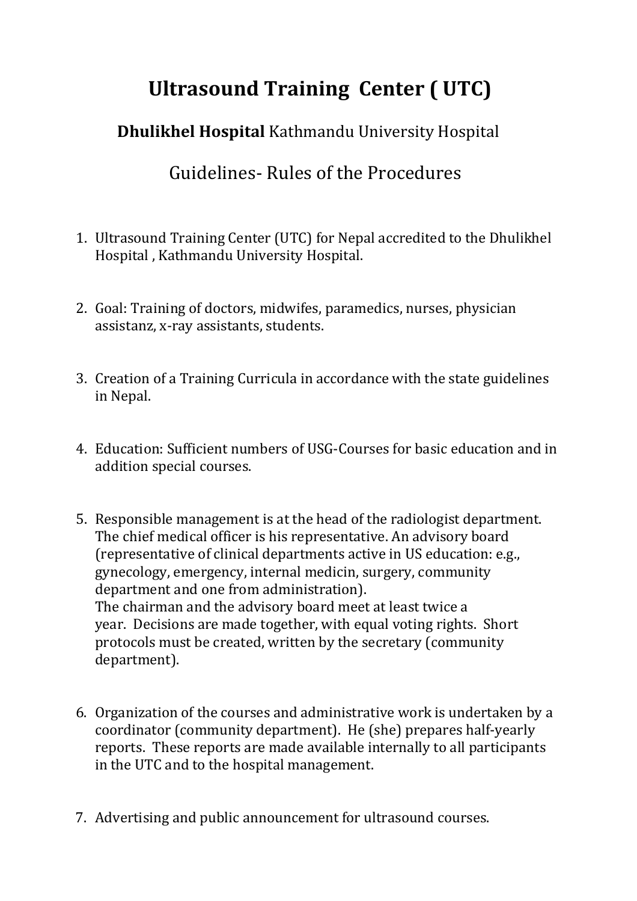# Ultrasound Training Center ( UTC)

## **Dhulikhel Hospital** Kathmandu University Hospital

## Guidelines- Rules of the Procedures

1. Ultrasound Training Center (UTC) for Nepal accredited to the Dhulikhel Hospital , Kathmandu University Hospital.

2. Goal: Training of doctors, midwifes, paramedics, nurses, physician assistanz, x-ray assistants, students.

3. Creation of a Training Curricula in accordance with the state guidelines in Nepal.

4. Education: Sufficient numbers of USG-Courses for basic education and in addition special courses.

5. Responsible management is at the head of the radiologist department. The chief medical officer is his representative. An advisory board (representative of clinical departments active in US education: e.g., gynecology, emergency, internal medicin, surgery, community department and one from administration).
   The chairman and the advisory board meet at least twice a year. Decisions are made together, with equal voting rights. Short protocols must be created, written by the secretary (community department).

6. Organization of the courses and administrative work is undertaken by a coordinator (community department). He (she) prepares half-yearly reports. These reports are made available internally to all participants in the UTC and to the hospital management.

7. Advertising and public announcement for ultrasound courses.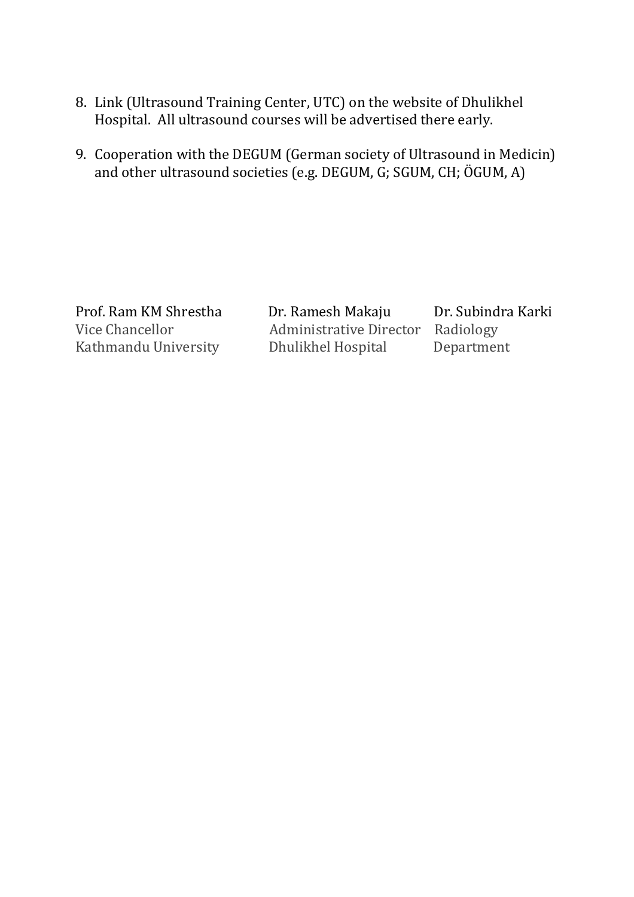8. Link (Ultrasound Training Center, UTC) on the website of Dhulikhel Hospital. All ultrasound courses will be advertised there early.

9. Cooperation with the DEGUM (German society of Ultrasound in Medicin) and other ultrasound societies (e.g. DEGUM, G; SGUM, CH; ÖGUM, A)

| | | |
|---|---|---|
| Prof. Ram KM Shrestha | Dr. Ramesh Makaju | Dr. Subindra Karki |
| Vice Chancellor | Administrative Director | Radiology |
| Kathmandu University | Dhulikhel Hospital | Department |